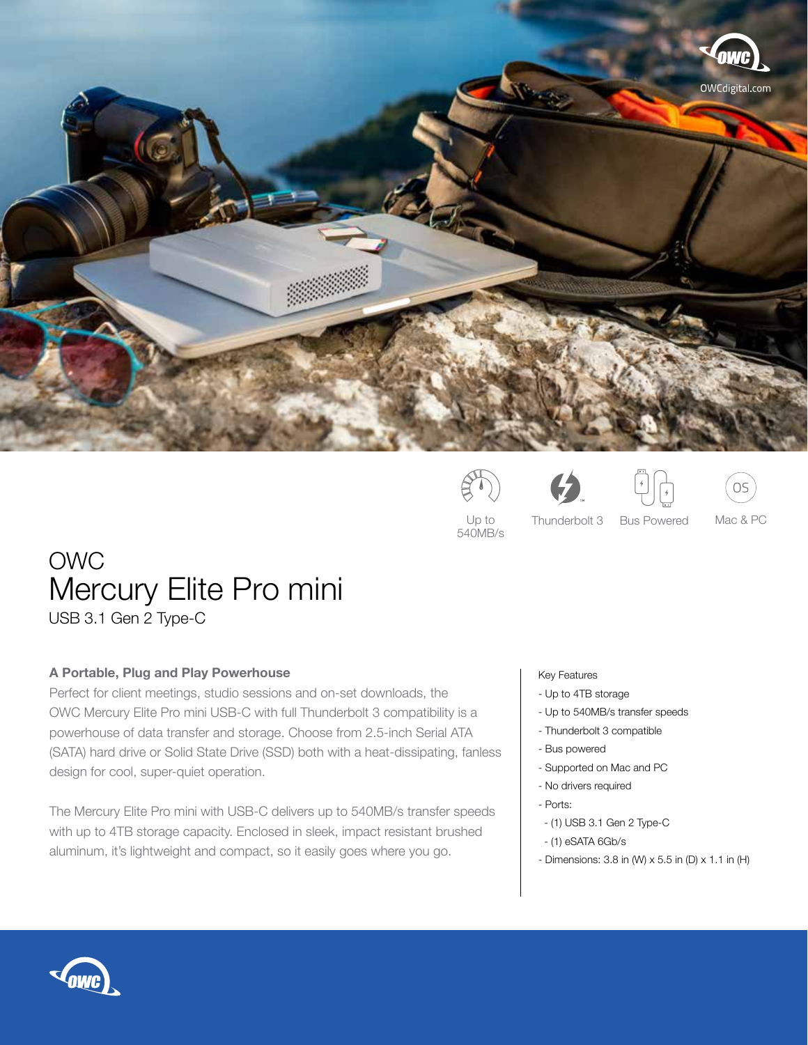OWCdigital.com

Up to 540MB/s

Thunderbolt 3

Bus Powered

Mac & PC

# OWC
# Mercury Elite Pro mini
USB 3.1 Gen 2 Type-C

**A Portable, Plug and Play Powerhouse**

Perfect for client meetings, studio sessions and on-set downloads, the OWC Mercury Elite Pro mini USB-C with full Thunderbolt 3 compatibility is a powerhouse of data transfer and storage. Choose from 2.5-inch Serial ATA (SATA) hard drive or Solid State Drive (SSD) both with a heat-dissipating, fanless design for cool, super-quiet operation.

The Mercury Elite Pro mini with USB-C delivers up to 540MB/s transfer speeds with up to 4TB storage capacity. Enclosed in sleek, impact resistant brushed aluminum, it's lightweight and compact, so it easily goes where you go.

Key Features

- Up to 4TB storage
- Up to 540MB/s transfer speeds
- Thunderbolt 3 compatible
- Bus powered
- Supported on Mac and PC
- No drivers required
- Ports:
  - (1) USB 3.1 Gen 2 Type-C
  - (1) eSATA 6Gb/s
- Dimensions: 3.8 in (W) x 5.5 in (D) x 1.1 in (H)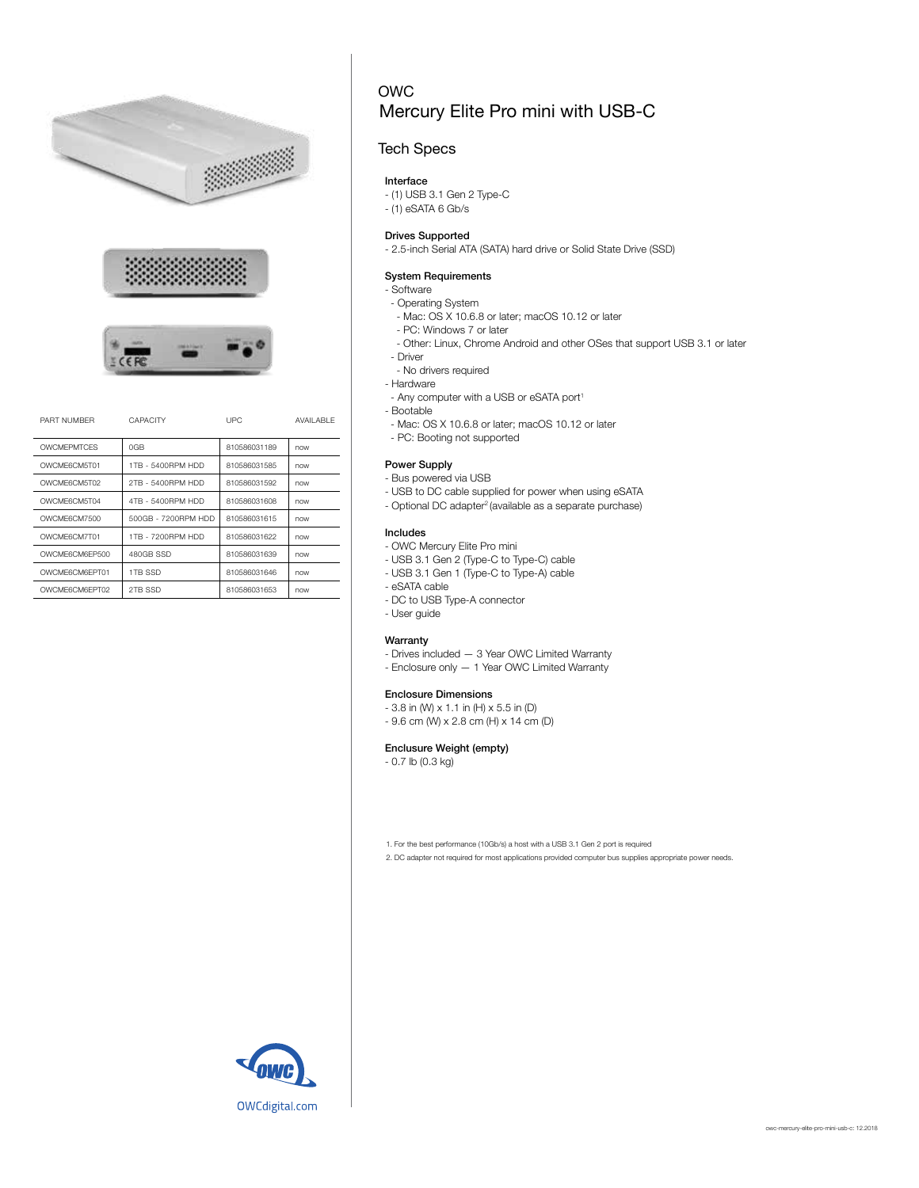| PART NUMBER | CAPACITY | UPC | AVAILABLE |
|---|---|---|---|
| OWCMEPMTCES | 0GB | 810586031189 | now |
| OWCME6CM5T01 | 1TB - 5400RPM HDD | 810586031585 | now |
| OWCME6CM5T02 | 2TB - 5400RPM HDD | 810586031592 | now |
| OWCME6CM5T04 | 4TB - 5400RPM HDD | 810586031608 | now |
| OWCME6CM7500 | 500GB - 7200RPM HDD | 810586031615 | now |
| OWCME6CM7T01 | 1TB - 7200RPM HDD | 810586031622 | now |
| OWCME6CMEP500 | 480GB SSD | 810586031639 | now |
| OWCME6CMEPT01 | 1TB SSD | 810586031646 | now |
| OWCME6CMEPT02 | 2TB SSD | 810586031653 | now |

OWCdigital.com

# OWC
# Mercury Elite Pro mini with USB-C

## Tech Specs

### Interface
- (1) USB 3.1 Gen 2 Type-C
- (1) eSATA 6 Gb/s

### Drives Supported
- 2.5-inch Serial ATA (SATA) hard drive or Solid State Drive (SSD)

### System Requirements
- Software
  - Operating System
    - Mac: OS X 10.6.8 or later; macOS 10.12 or later
    - PC: Windows 7 or later
    - Other: Linux, Chrome Android and other OSes that support USB 3.1 or later
  - Driver
    - No drivers required
- Hardware
  - Any computer with a USB or eSATA port[1]
- Bootable
  - Mac: OS X 10.6.8 or later; macOS 10.12 or later
  - PC: Booting not supported

### Power Supply
- Bus powered via USB
- USB to DC cable supplied for power when using eSATA
- Optional DC adapter[2] (available as a separate purchase)

### Includes
- OWC Mercury Elite Pro mini
- USB 3.1 Gen 2 (Type-C to Type-C) cable
- USB 3.1 Gen 1 (Type-C to Type-A) cable
- eSATA cable
- DC to USB Type-A connector
- User guide

### Warranty
- Drives included — 3 Year OWC Limited Warranty
- Enclosure only — 1 Year OWC Limited Warranty

### Enclosure Dimensions
- 3.8 in (W) x 1.1 in (H) x 5.5 in (D)
- 9.6 cm (W) x 2.8 cm (H) x 14 cm (D)

### Enclosure Weight (empty)
- 0.7 lb (0.3 kg)

1. For the best performance (10Gb/s) a host with a USB 3.1 Gen 2 port is required

2. DC adapter not required for most applications provided computer bus supplies appropriate power needs.

owc-mercury-elite-pro-mini-usb-c: 12.2018